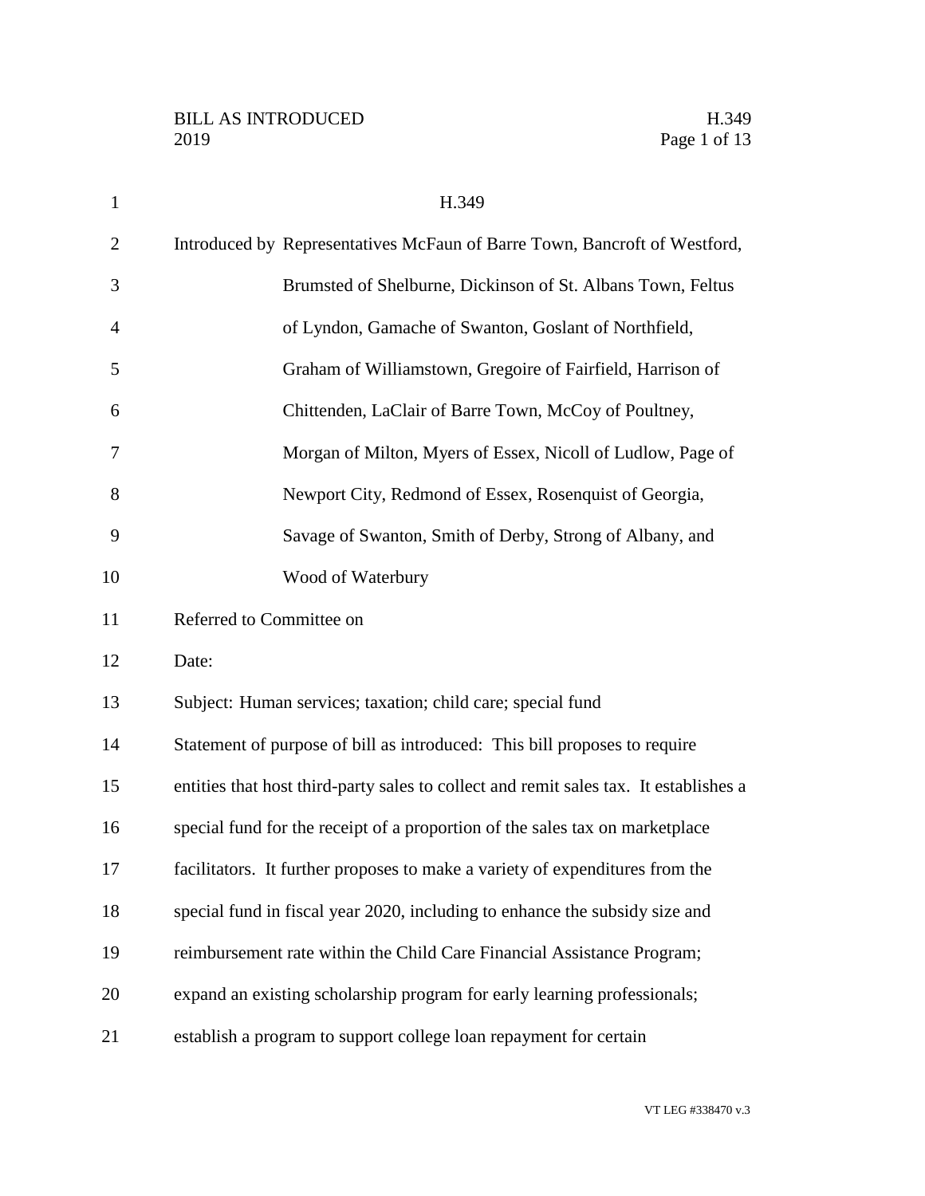# H.349

Introduced by Representatives McFaun of Barre Town, Bancroft of Westford, Brumsted of Shelburne, Dickinson of St. Albans Town, Feltus of Lyndon, Gamache of Swanton, Goslant of Northfield, Graham of Williamstown, Gregoire of Fairfield, Harrison of Chittenden, LaClair of Barre Town, McCoy of Poultney, Morgan of Milton, Myers of Essex, Nicoll of Ludlow, Page of Newport City, Redmond of Essex, Rosenquist of Georgia, Savage of Swanton, Smith of Derby, Strong of Albany, and Wood of Waterbury

Referred to Committee on

Date:

Subject: Human services; taxation; child care; special fund

Statement of purpose of bill as introduced: This bill proposes to require entities that host third-party sales to collect and remit sales tax. It establishes a special fund for the receipt of a proportion of the sales tax on marketplace facilitators. It further proposes to make a variety of expenditures from the special fund in fiscal year 2020, including to enhance the subsidy size and reimbursement rate within the Child Care Financial Assistance Program; expand an existing scholarship program for early learning professionals; establish a program to support college loan repayment for certain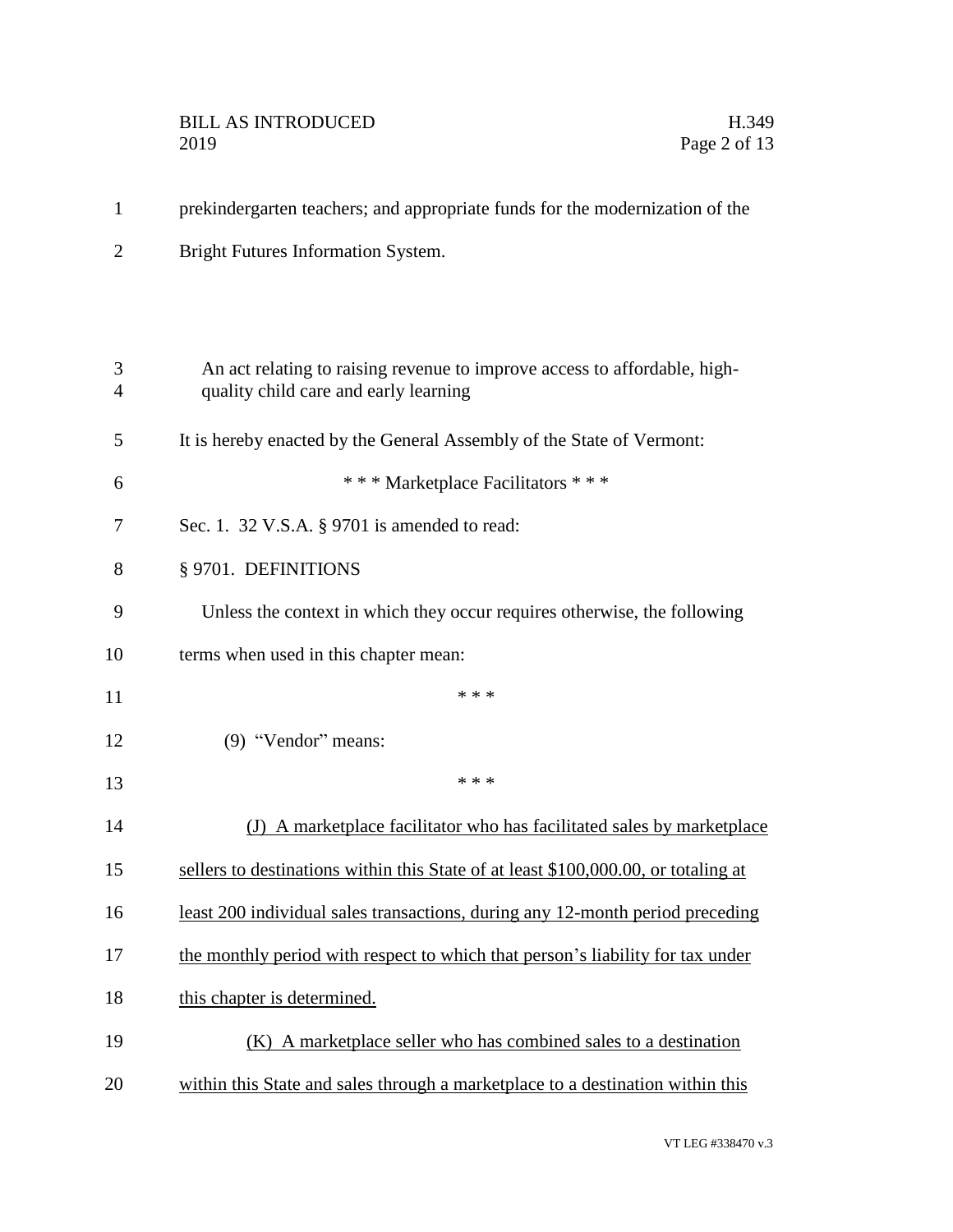prekindergarten teachers; and appropriate funds for the modernization of the Bright Futures Information System.

An act relating to raising revenue to improve access to affordable, high-quality child care and early learning

It is hereby enacted by the General Assembly of the State of Vermont:

\* \* \* Marketplace Facilitators \* \* \*

Sec. 1. 32 V.S.A. § 9701 is amended to read:

§ 9701. DEFINITIONS

Unless the context in which they occur requires otherwise, the following terms when used in this chapter mean:

\* \* \*

(9) "Vendor" means:

\* \* \*

<u>(J) A marketplace facilitator who has facilitated sales by marketplace sellers to destinations within this State of at least $100,000.00, or totaling at least 200 individual sales transactions, during any 12-month period preceding the monthly period with respect to which that person's liability for tax under this chapter is determined.</u>

<u>(K) A marketplace seller who has combined sales to a destination within this State and sales through a marketplace to a destination within this</u>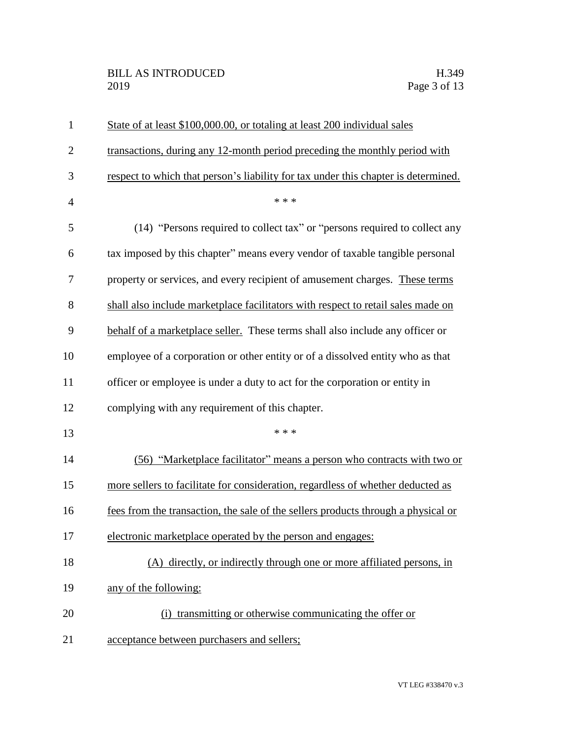State of at least $100,000.00, or totaling at least 200 individual sales transactions, during any 12-month period preceding the monthly period with respect to which that person's liability for tax under this chapter is determined.

\* \* \*

(14) "Persons required to collect tax" or "persons required to collect any tax imposed by this chapter" means every vendor of taxable tangible personal property or services, and every recipient of amusement charges. These terms shall also include marketplace facilitators with respect to retail sales made on behalf of a marketplace seller. These terms shall also include any officer or employee of a corporation or other entity or of a dissolved entity who as that officer or employee is under a duty to act for the corporation or entity in complying with any requirement of this chapter.

\* \* \*

(56) "Marketplace facilitator" means a person who contracts with two or more sellers to facilitate for consideration, regardless of whether deducted as fees from the transaction, the sale of the sellers products through a physical or electronic marketplace operated by the person and engages:

(A) directly, or indirectly through one or more affiliated persons, in any of the following:

(i) transmitting or otherwise communicating the offer or acceptance between purchasers and sellers;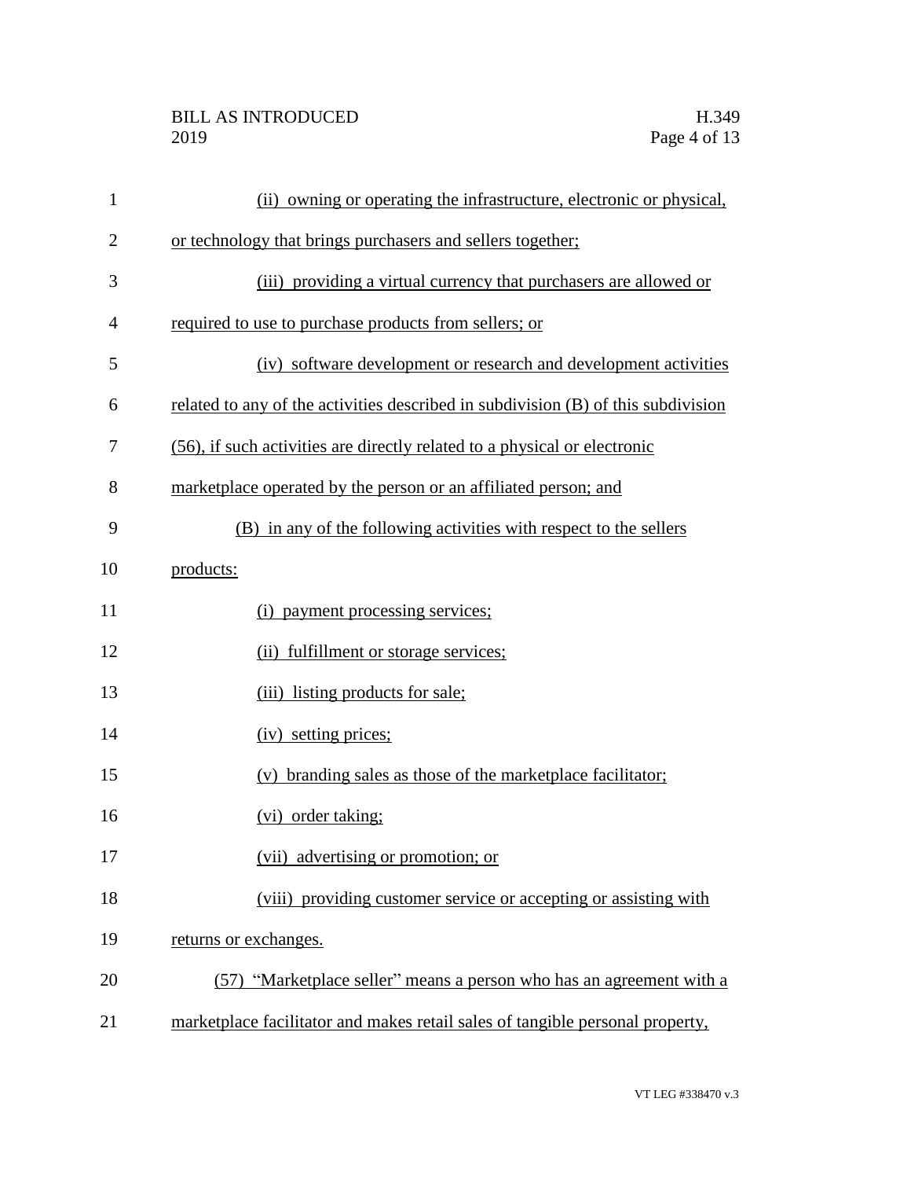(ii) owning or operating the infrastructure, electronic or physical, or technology that brings purchasers and sellers together;

(iii) providing a virtual currency that purchasers are allowed or required to use to purchase products from sellers; or

(iv) software development or research and development activities related to any of the activities described in subdivision (B) of this subdivision (56), if such activities are directly related to a physical or electronic marketplace operated by the person or an affiliated person; and

(B) in any of the following activities with respect to the sellers products:

(i) payment processing services;

(ii) fulfillment or storage services;

(iii) listing products for sale;

(iv) setting prices;

(v) branding sales as those of the marketplace facilitator;

(vi) order taking;

(vii) advertising or promotion; or

(viii) providing customer service or accepting or assisting with returns or exchanges.

(57) "Marketplace seller" means a person who has an agreement with a marketplace facilitator and makes retail sales of tangible personal property,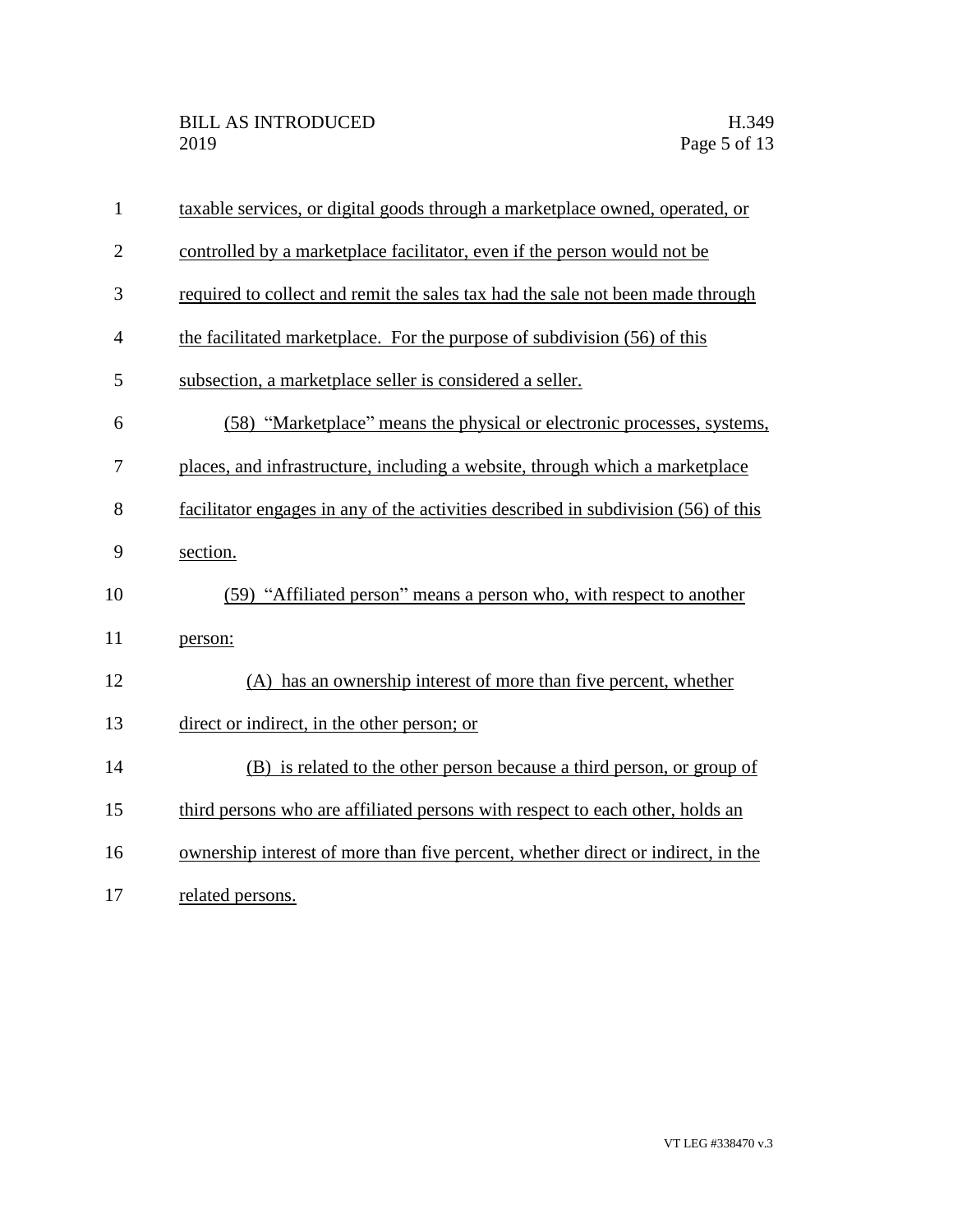taxable services, or digital goods through a marketplace owned, operated, or controlled by a marketplace facilitator, even if the person would not be required to collect and remit the sales tax had the sale not been made through the facilitated marketplace. For the purpose of subdivision (56) of this subsection, a marketplace seller is considered a seller.

(58) "Marketplace" means the physical or electronic processes, systems, places, and infrastructure, including a website, through which a marketplace facilitator engages in any of the activities described in subdivision (56) of this section.

(59) "Affiliated person" means a person who, with respect to another person:

(A) has an ownership interest of more than five percent, whether direct or indirect, in the other person; or

(B) is related to the other person because a third person, or group of third persons who are affiliated persons with respect to each other, holds an ownership interest of more than five percent, whether direct or indirect, in the related persons.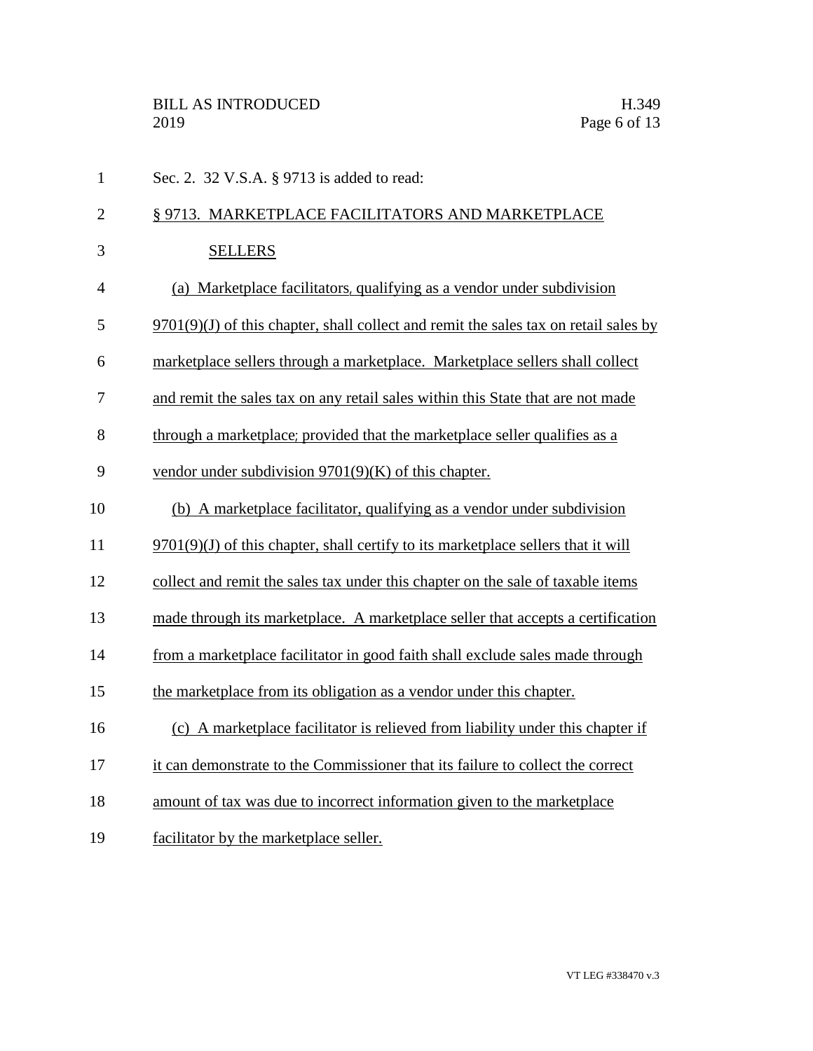Sec. 2. 32 V.S.A. § 9713 is added to read:

§ 9713. MARKETPLACE FACILITATORS AND MARKETPLACE SELLERS

(a) Marketplace facilitators, qualifying as a vendor under subdivision 9701(9)(J) of this chapter, shall collect and remit the sales tax on retail sales by marketplace sellers through a marketplace. Marketplace sellers shall collect and remit the sales tax on any retail sales within this State that are not made through a marketplace; provided that the marketplace seller qualifies as a vendor under subdivision 9701(9)(K) of this chapter.

(b) A marketplace facilitator, qualifying as a vendor under subdivision 9701(9)(J) of this chapter, shall certify to its marketplace sellers that it will collect and remit the sales tax under this chapter on the sale of taxable items made through its marketplace. A marketplace seller that accepts a certification from a marketplace facilitator in good faith shall exclude sales made through the marketplace from its obligation as a vendor under this chapter.

(c) A marketplace facilitator is relieved from liability under this chapter if it can demonstrate to the Commissioner that its failure to collect the correct amount of tax was due to incorrect information given to the marketplace facilitator by the marketplace seller.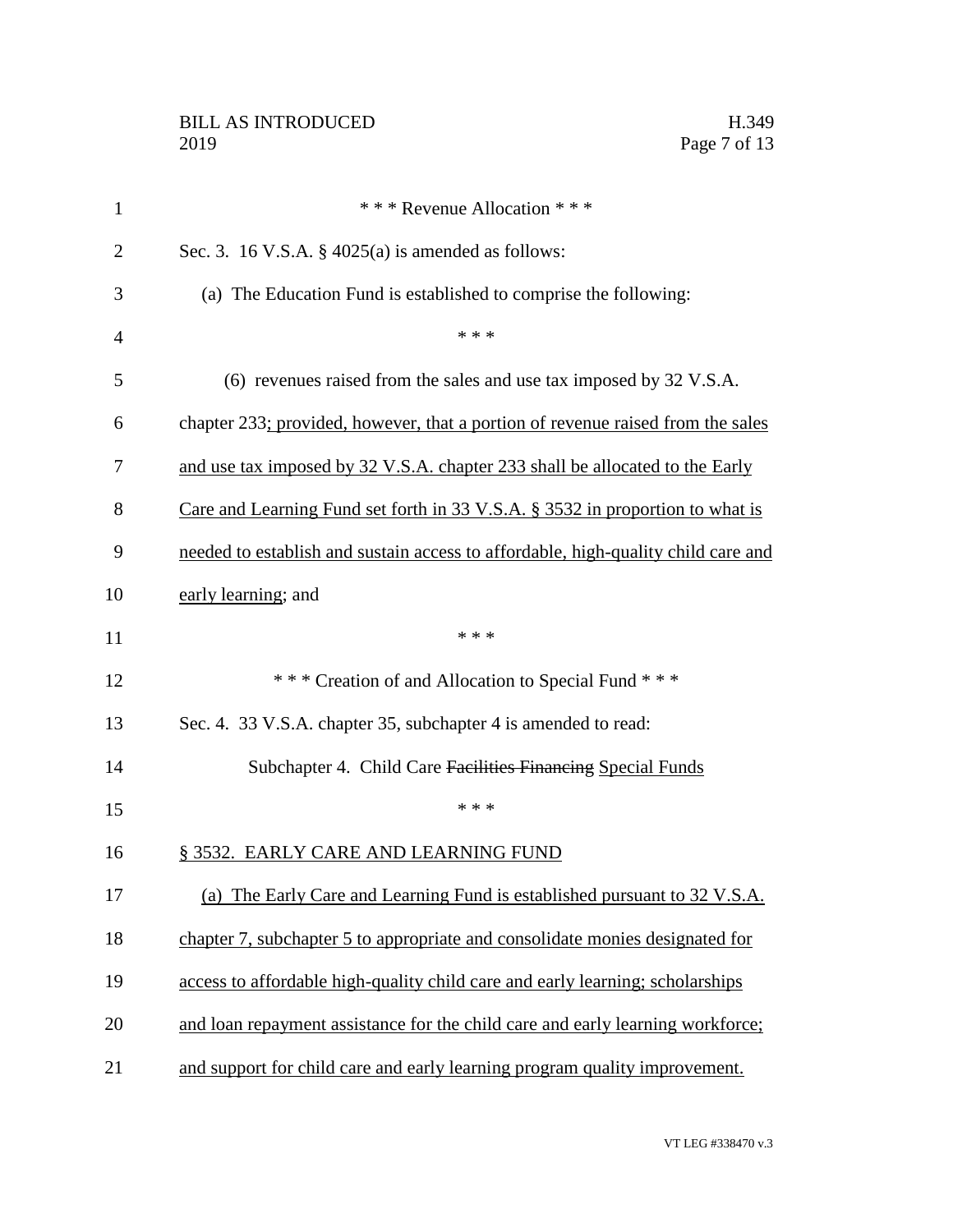\* \* \* Revenue Allocation \* \* \*

Sec. 3. 16 V.S.A. § 4025(a) is amended as follows:

(a) The Education Fund is established to comprise the following:

\* \* \*

(6) revenues raised from the sales and use tax imposed by 32 V.S.A. chapter 233; provided, however, that a portion of revenue raised from the sales and use tax imposed by 32 V.S.A. chapter 233 shall be allocated to the Early Care and Learning Fund set forth in 33 V.S.A. § 3532 in proportion to what is needed to establish and sustain access to affordable, high-quality child care and early learning; and

\* \* \*

\* \* \* Creation of and Allocation to Special Fund \* \* \*

Sec. 4. 33 V.S.A. chapter 35, subchapter 4 is amended to read:

Subchapter 4. Child Care ~~Facilities Financing~~ Special Funds

\* \* \*

§ 3532. EARLY CARE AND LEARNING FUND

(a) The Early Care and Learning Fund is established pursuant to 32 V.S.A. chapter 7, subchapter 5 to appropriate and consolidate monies designated for access to affordable high-quality child care and early learning; scholarships and loan repayment assistance for the child care and early learning workforce; and support for child care and early learning program quality improvement.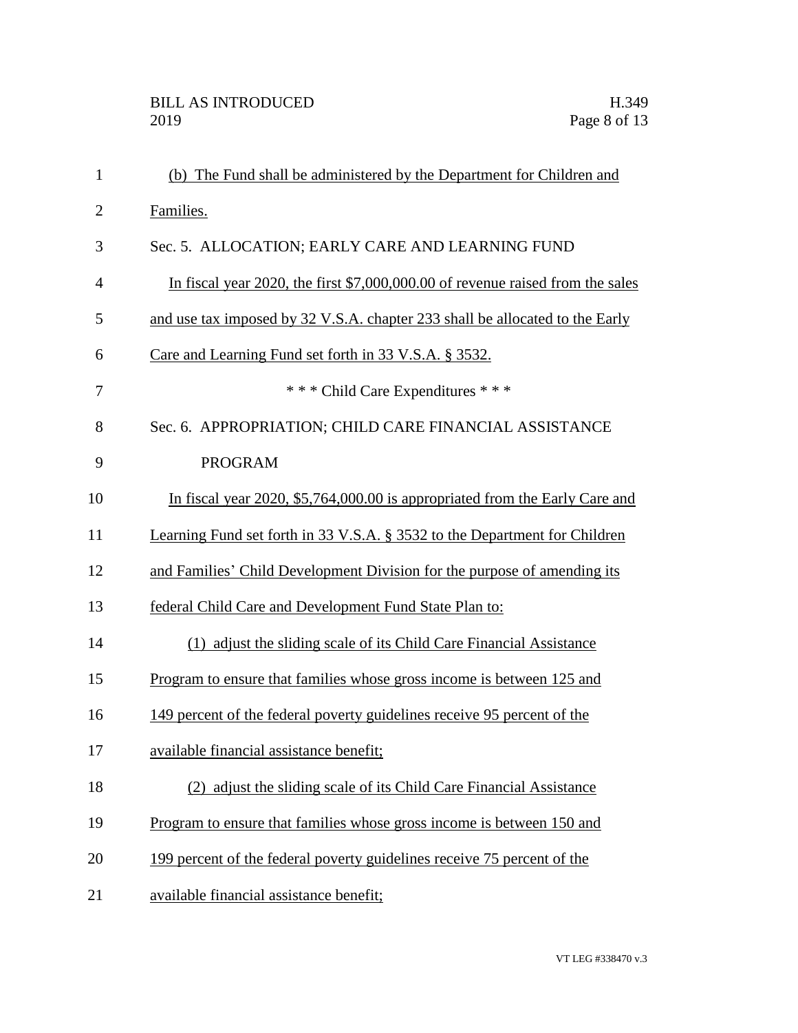(b) The Fund shall be administered by the Department for Children and Families.

Sec. 5. ALLOCATION; EARLY CARE AND LEARNING FUND

In fiscal year 2020, the first $7,000,000.00 of revenue raised from the sales and use tax imposed by 32 V.S.A. chapter 233 shall be allocated to the Early Care and Learning Fund set forth in 33 V.S.A. § 3532.

\* \* \* Child Care Expenditures \* \* \*

Sec. 6. APPROPRIATION; CHILD CARE FINANCIAL ASSISTANCE PROGRAM

In fiscal year 2020, $5,764,000.00 is appropriated from the Early Care and Learning Fund set forth in 33 V.S.A. § 3532 to the Department for Children and Families' Child Development Division for the purpose of amending its federal Child Care and Development Fund State Plan to:

(1) adjust the sliding scale of its Child Care Financial Assistance Program to ensure that families whose gross income is between 125 and 149 percent of the federal poverty guidelines receive 95 percent of the available financial assistance benefit;

(2) adjust the sliding scale of its Child Care Financial Assistance Program to ensure that families whose gross income is between 150 and 199 percent of the federal poverty guidelines receive 75 percent of the available financial assistance benefit;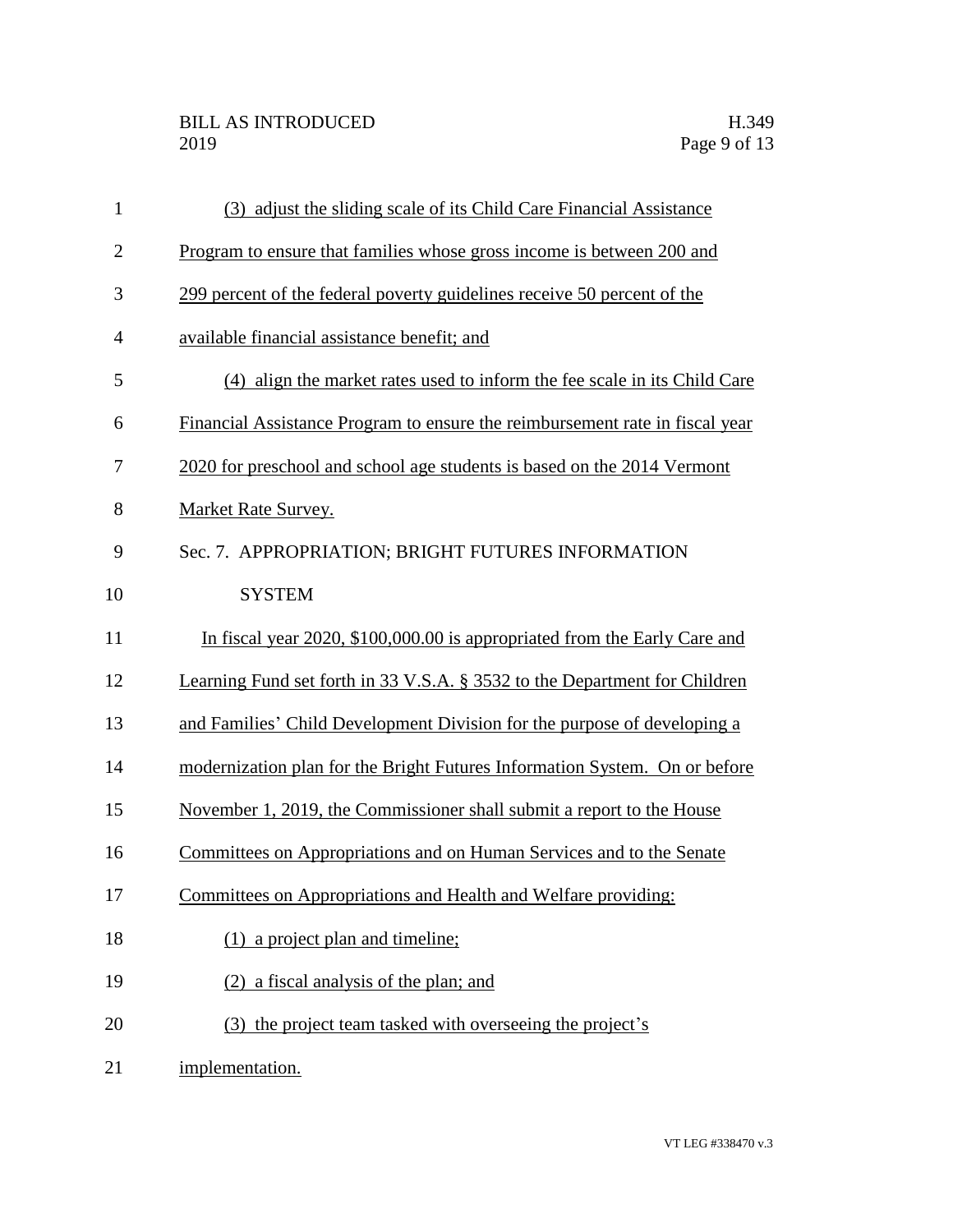(3) adjust the sliding scale of its Child Care Financial Assistance Program to ensure that families whose gross income is between 200 and 299 percent of the federal poverty guidelines receive 50 percent of the available financial assistance benefit; and

(4) align the market rates used to inform the fee scale in its Child Care Financial Assistance Program to ensure the reimbursement rate in fiscal year 2020 for preschool and school age students is based on the 2014 Vermont Market Rate Survey.

Sec. 7. APPROPRIATION; BRIGHT FUTURES INFORMATION SYSTEM

In fiscal year 2020, $100,000.00 is appropriated from the Early Care and Learning Fund set forth in 33 V.S.A. § 3532 to the Department for Children and Families' Child Development Division for the purpose of developing a modernization plan for the Bright Futures Information System. On or before November 1, 2019, the Commissioner shall submit a report to the House Committees on Appropriations and on Human Services and to the Senate Committees on Appropriations and Health and Welfare providing:

(1) a project plan and timeline;

(2) a fiscal analysis of the plan; and

(3) the project team tasked with overseeing the project's implementation.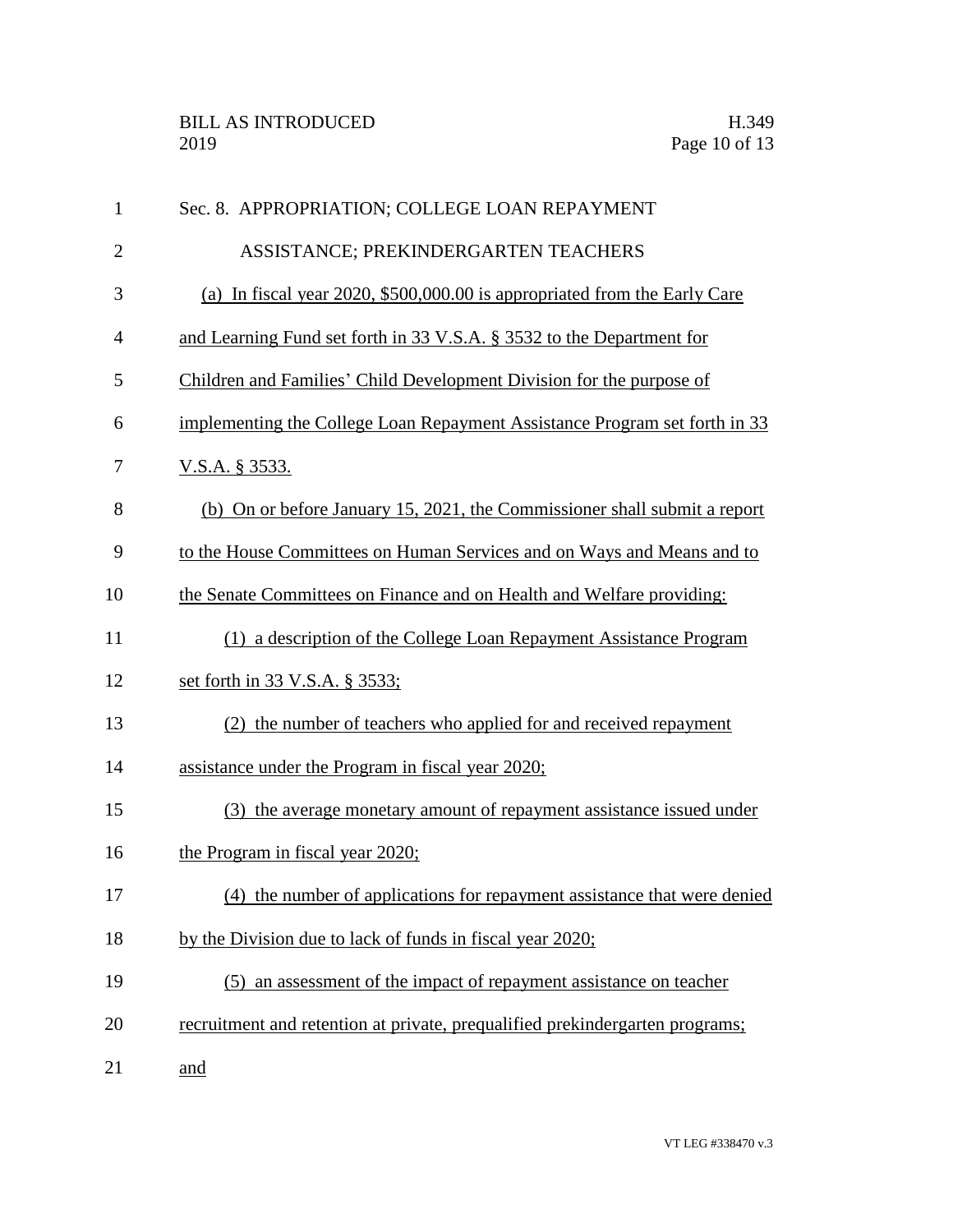Sec. 8. APPROPRIATION; COLLEGE LOAN REPAYMENT ASSISTANCE; PREKINDERGARTEN TEACHERS

(a) In fiscal year 2020, $500,000.00 is appropriated from the Early Care and Learning Fund set forth in 33 V.S.A. § 3532 to the Department for Children and Families' Child Development Division for the purpose of implementing the College Loan Repayment Assistance Program set forth in 33 V.S.A. § 3533.

(b) On or before January 15, 2021, the Commissioner shall submit a report to the House Committees on Human Services and on Ways and Means and to the Senate Committees on Finance and on Health and Welfare providing:

(1) a description of the College Loan Repayment Assistance Program set forth in 33 V.S.A. § 3533;

(2) the number of teachers who applied for and received repayment assistance under the Program in fiscal year 2020;

(3) the average monetary amount of repayment assistance issued under the Program in fiscal year 2020;

(4) the number of applications for repayment assistance that were denied by the Division due to lack of funds in fiscal year 2020;

(5) an assessment of the impact of repayment assistance on teacher recruitment and retention at private, prequalified prekindergarten programs; and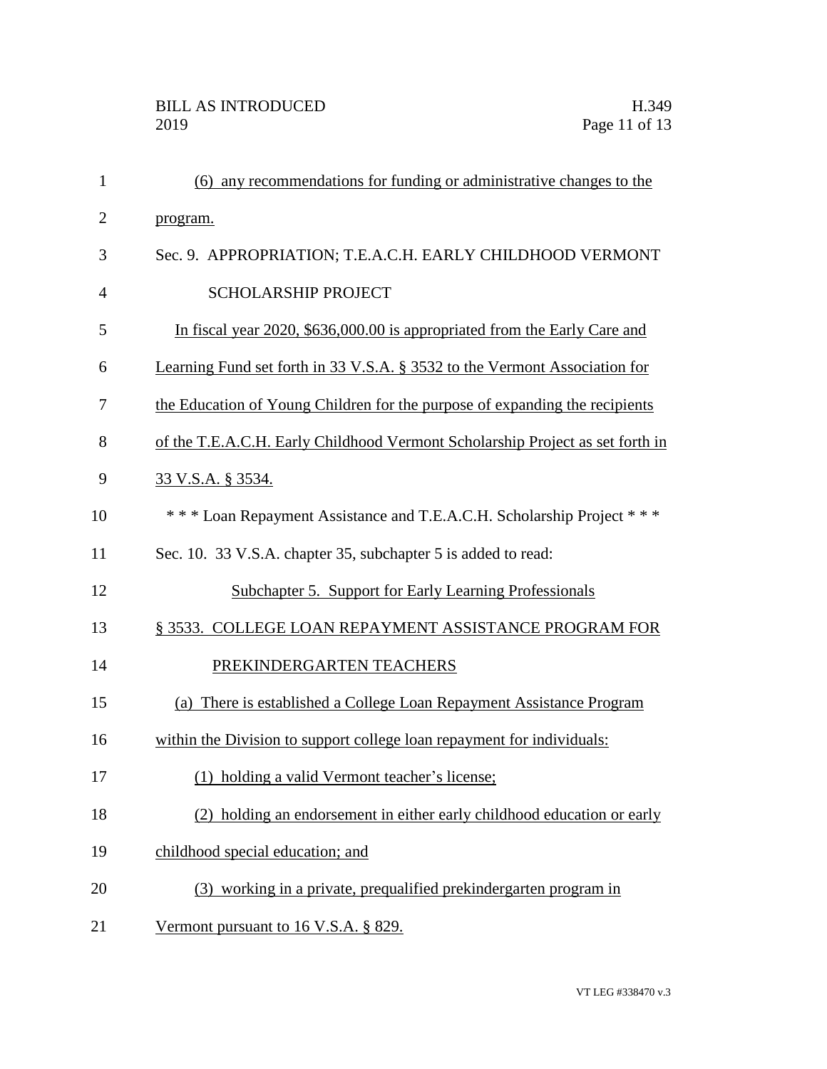(6) any recommendations for funding or administrative changes to the program.

Sec. 9. APPROPRIATION; T.E.A.C.H. EARLY CHILDHOOD VERMONT SCHOLARSHIP PROJECT

In fiscal year 2020, $636,000.00 is appropriated from the Early Care and Learning Fund set forth in 33 V.S.A. § 3532 to the Vermont Association for the Education of Young Children for the purpose of expanding the recipients of the T.E.A.C.H. Early Childhood Vermont Scholarship Project as set forth in 33 V.S.A. § 3534.

\* \* \* Loan Repayment Assistance and T.E.A.C.H. Scholarship Project \* \* \*

Sec. 10. 33 V.S.A. chapter 35, subchapter 5 is added to read:

Subchapter 5. Support for Early Learning Professionals

§ 3533. COLLEGE LOAN REPAYMENT ASSISTANCE PROGRAM FOR PREKINDERGARTEN TEACHERS

(a) There is established a College Loan Repayment Assistance Program within the Division to support college loan repayment for individuals:

(1) holding a valid Vermont teacher's license;

(2) holding an endorsement in either early childhood education or early childhood special education; and

(3) working in a private, prequalified prekindergarten program in Vermont pursuant to 16 V.S.A. § 829.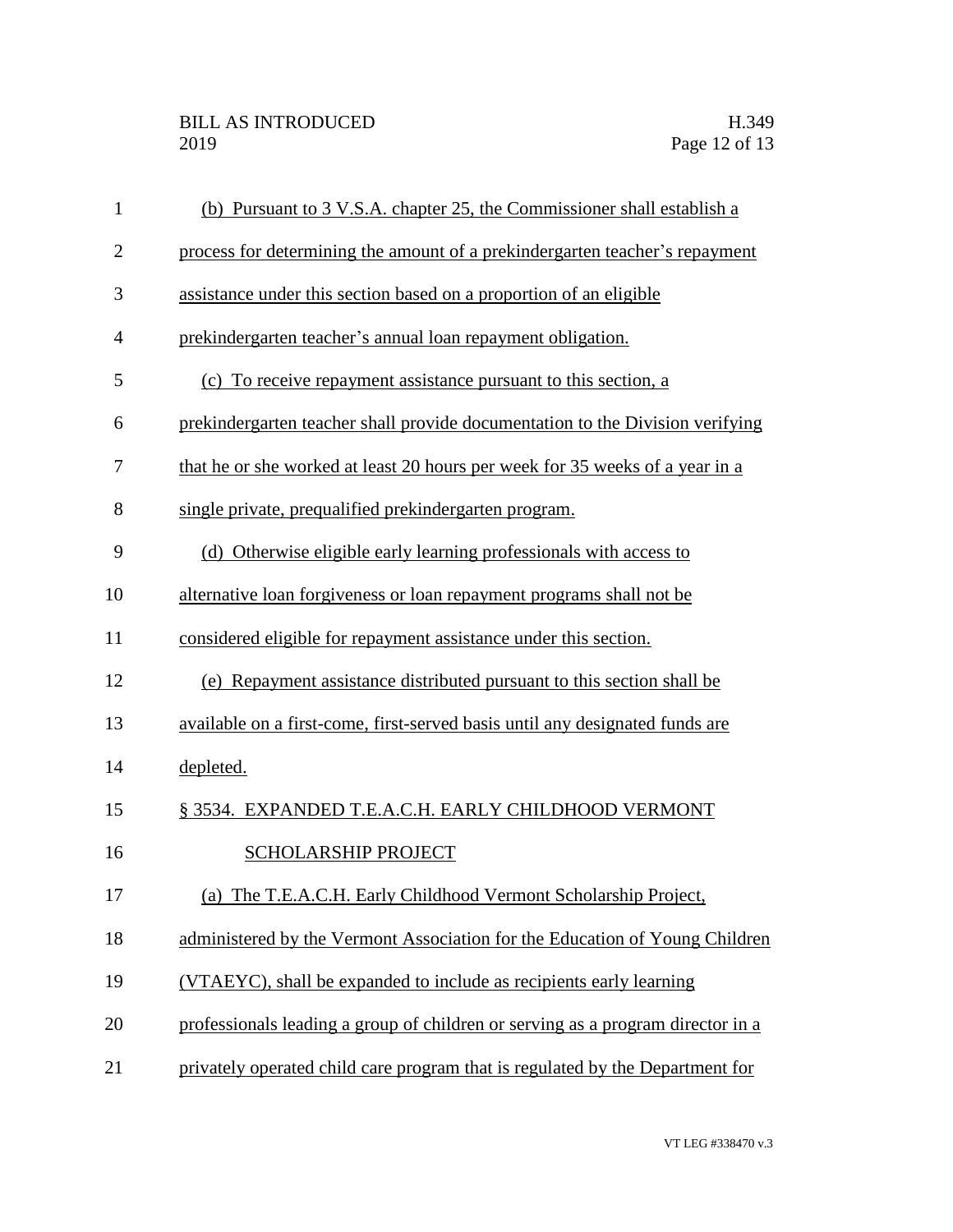(b) Pursuant to 3 V.S.A. chapter 25, the Commissioner shall establish a process for determining the amount of a prekindergarten teacher's repayment assistance under this section based on a proportion of an eligible prekindergarten teacher's annual loan repayment obligation.

(c) To receive repayment assistance pursuant to this section, a prekindergarten teacher shall provide documentation to the Division verifying that he or she worked at least 20 hours per week for 35 weeks of a year in a single private, prequalified prekindergarten program.

(d) Otherwise eligible early learning professionals with access to alternative loan forgiveness or loan repayment programs shall not be considered eligible for repayment assistance under this section.

(e) Repayment assistance distributed pursuant to this section shall be available on a first-come, first-served basis until any designated funds are depleted.

§ 3534. EXPANDED T.E.A.C.H. EARLY CHILDHOOD VERMONT SCHOLARSHIP PROJECT

(a) The T.E.A.C.H. Early Childhood Vermont Scholarship Project, administered by the Vermont Association for the Education of Young Children (VTAEYC), shall be expanded to include as recipients early learning professionals leading a group of children or serving as a program director in a privately operated child care program that is regulated by the Department for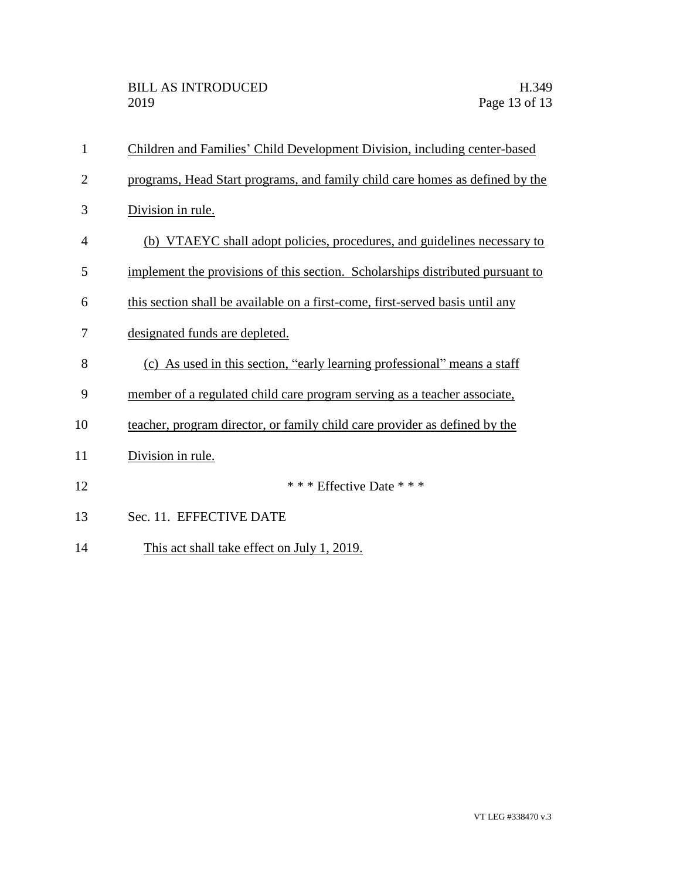Children and Families' Child Development Division, including center-based programs, Head Start programs, and family child care homes as defined by the Division in rule.

(b) VTAEYC shall adopt policies, procedures, and guidelines necessary to implement the provisions of this section. Scholarships distributed pursuant to this section shall be available on a first-come, first-served basis until any designated funds are depleted.

(c) As used in this section, "early learning professional" means a staff member of a regulated child care program serving as a teacher associate, teacher, program director, or family child care provider as defined by the Division in rule.

\* \* \* Effective Date \* \* \*

Sec. 11. EFFECTIVE DATE

This act shall take effect on July 1, 2019.